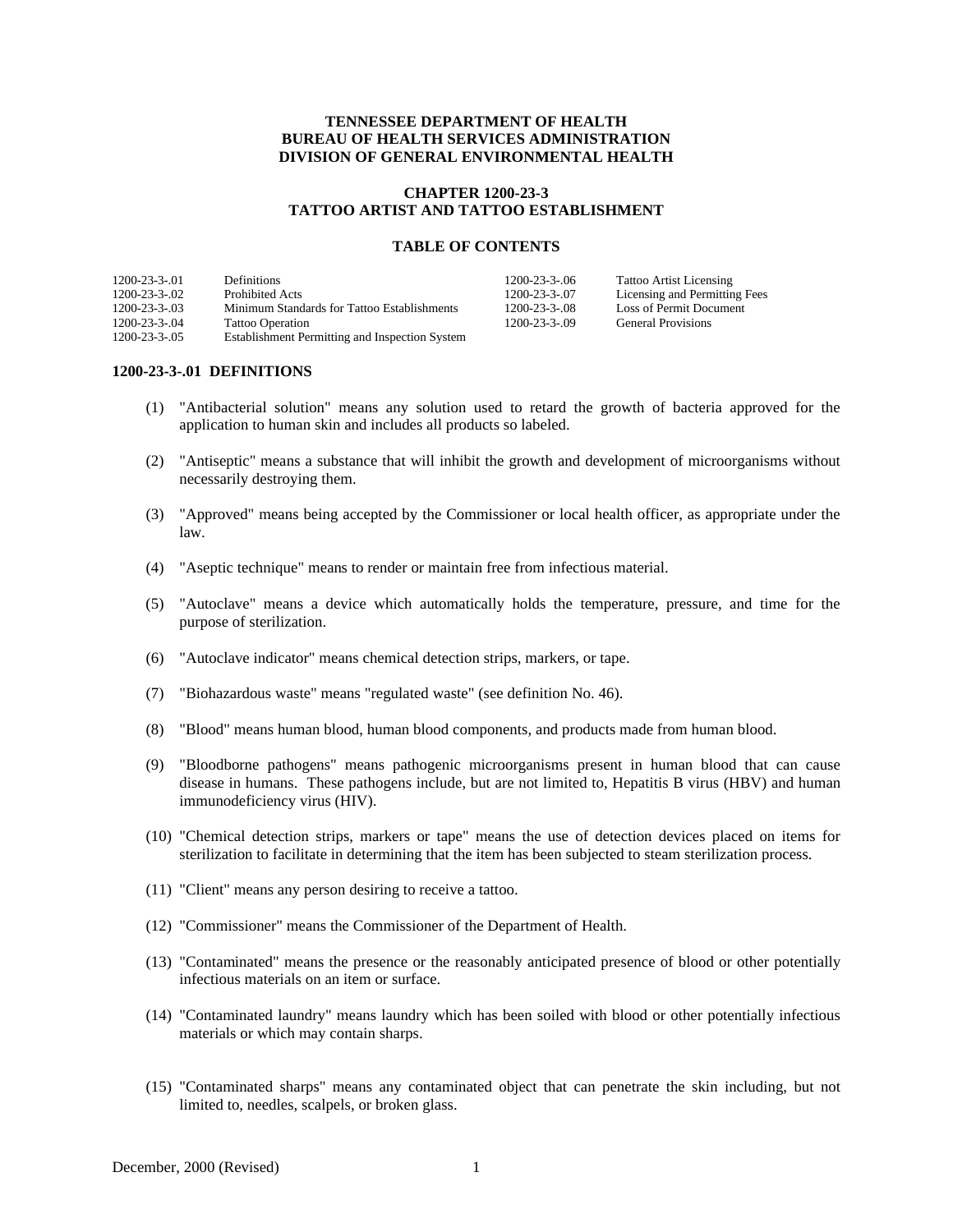**TENNESSEE DEPARTMENT OF HEALTH**
**BUREAU OF HEALTH SERVICES ADMINISTRATION**
**DIVISION OF GENERAL ENVIRONMENTAL HEALTH**

# CHAPTER 1200-23-3
# TATTOO ARTIST AND TATTOO ESTABLISHMENT

## TABLE OF CONTENTS

| | | | |
|---|---|---|---|
| 1200-23-3-.01 | Definitions | 1200-23-3-.06 | Tattoo Artist Licensing |
| 1200-23-3-.02 | Prohibited Acts | 1200-23-3-.07 | Licensing and Permitting Fees |
| 1200-23-3-.03 | Minimum Standards for Tattoo Establishments | 1200-23-3-.08 | Loss of Permit Document |
| 1200-23-3-.04 | Tattoo Operation | 1200-23-3-.09 | General Provisions |
| 1200-23-3-.05 | Establishment Permitting and Inspection System | | |

### 1200-23-3-.01 DEFINITIONS

(1) "Antibacterial solution" means any solution used to retard the growth of bacteria approved for the application to human skin and includes all products so labeled.

(2) "Antiseptic" means a substance that will inhibit the growth and development of microorganisms without necessarily destroying them.

(3) "Approved" means being accepted by the Commissioner or local health officer, as appropriate under the law.

(4) "Aseptic technique" means to render or maintain free from infectious material.

(5) "Autoclave" means a device which automatically holds the temperature, pressure, and time for the purpose of sterilization.

(6) "Autoclave indicator" means chemical detection strips, markers, or tape.

(7) "Biohazardous waste" means "regulated waste" (see definition No. 46).

(8) "Blood" means human blood, human blood components, and products made from human blood.

(9) "Bloodborne pathogens" means pathogenic microorganisms present in human blood that can cause disease in humans. These pathogens include, but are not limited to, Hepatitis B virus (HBV) and human immunodeficiency virus (HIV).

(10) "Chemical detection strips, markers or tape" means the use of detection devices placed on items for sterilization to facilitate in determining that the item has been subjected to steam sterilization process.

(11) "Client" means any person desiring to receive a tattoo.

(12) "Commissioner" means the Commissioner of the Department of Health.

(13) "Contaminated" means the presence or the reasonably anticipated presence of blood or other potentially infectious materials on an item or surface.

(14) "Contaminated laundry" means laundry which has been soiled with blood or other potentially infectious materials or which may contain sharps.

(15) "Contaminated sharps" means any contaminated object that can penetrate the skin including, but not limited to, needles, scalpels, or broken glass.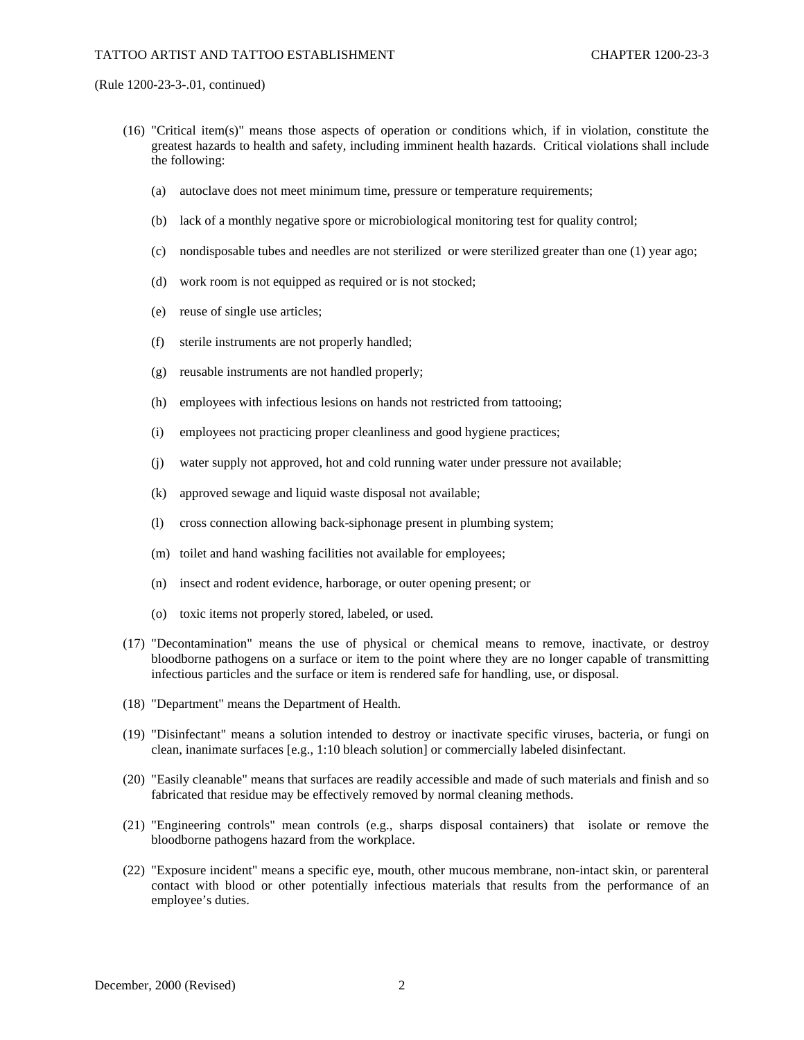(Rule 1200-23-3-.01, continued)

(16) "Critical item(s)" means those aspects of operation or conditions which, if in violation, constitute the greatest hazards to health and safety, including imminent health hazards. Critical violations shall include the following:

   (a) autoclave does not meet minimum time, pressure or temperature requirements;

   (b) lack of a monthly negative spore or microbiological monitoring test for quality control;

   (c) nondisposable tubes and needles are not sterilized or were sterilized greater than one (1) year ago;

   (d) work room is not equipped as required or is not stocked;

   (e) reuse of single use articles;

   (f) sterile instruments are not properly handled;

   (g) reusable instruments are not handled properly;

   (h) employees with infectious lesions on hands not restricted from tattooing;

   (i) employees not practicing proper cleanliness and good hygiene practices;

   (j) water supply not approved, hot and cold running water under pressure not available;

   (k) approved sewage and liquid waste disposal not available;

   (l) cross connection allowing back-siphonage present in plumbing system;

   (m) toilet and hand washing facilities not available for employees;

   (n) insect and rodent evidence, harborage, or outer opening present; or

   (o) toxic items not properly stored, labeled, or used.

(17) "Decontamination" means the use of physical or chemical means to remove, inactivate, or destroy bloodborne pathogens on a surface or item to the point where they are no longer capable of transmitting infectious particles and the surface or item is rendered safe for handling, use, or disposal.

(18) "Department" means the Department of Health.

(19) "Disinfectant" means a solution intended to destroy or inactivate specific viruses, bacteria, or fungi on clean, inanimate surfaces [e.g., 1:10 bleach solution] or commercially labeled disinfectant.

(20) "Easily cleanable" means that surfaces are readily accessible and made of such materials and finish and so fabricated that residue may be effectively removed by normal cleaning methods.

(21) "Engineering controls" mean controls (e.g., sharps disposal containers) that isolate or remove the bloodborne pathogens hazard from the workplace.

(22) "Exposure incident" means a specific eye, mouth, other mucous membrane, non-intact skin, or parenteral contact with blood or other potentially infectious materials that results from the performance of an employee's duties.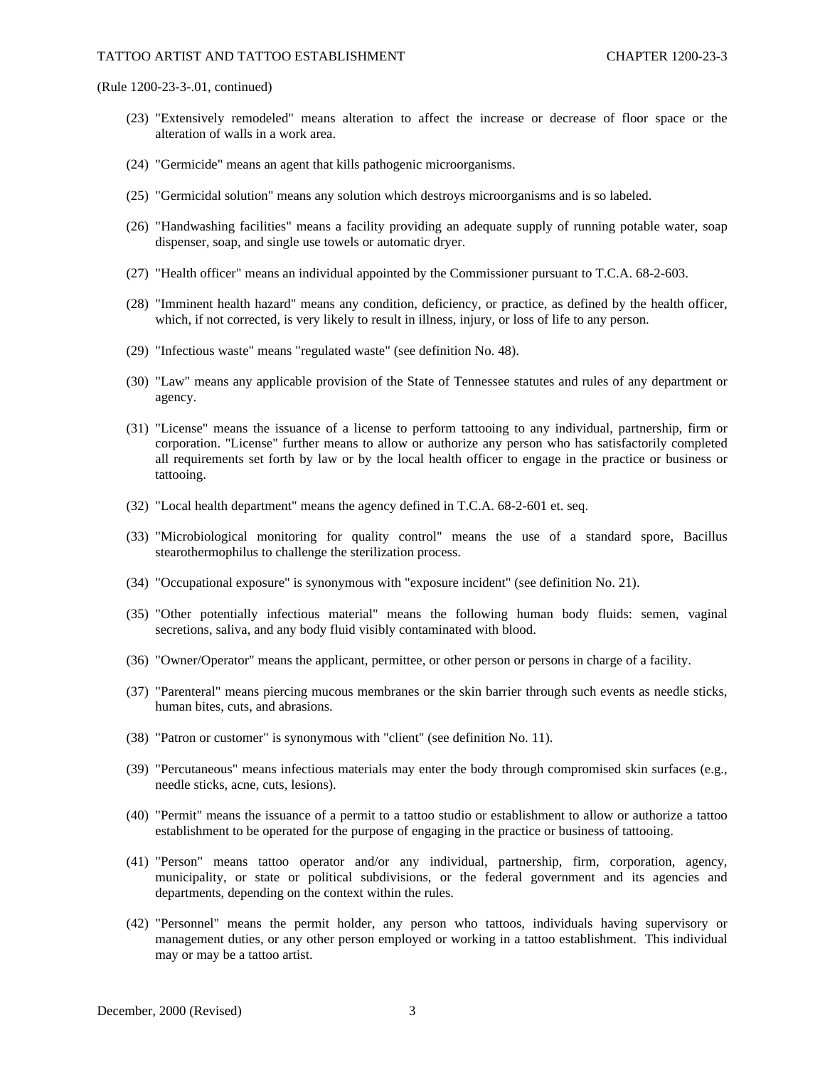(Rule 1200-23-3-.01, continued)

(23) "Extensively remodeled" means alteration to affect the increase or decrease of floor space or the alteration of walls in a work area.

(24) "Germicide" means an agent that kills pathogenic microorganisms.

(25) "Germicidal solution" means any solution which destroys microorganisms and is so labeled.

(26) "Handwashing facilities" means a facility providing an adequate supply of running potable water, soap dispenser, soap, and single use towels or automatic dryer.

(27) "Health officer" means an individual appointed by the Commissioner pursuant to T.C.A. 68-2-603.

(28) "Imminent health hazard" means any condition, deficiency, or practice, as defined by the health officer, which, if not corrected, is very likely to result in illness, injury, or loss of life to any person.

(29) "Infectious waste" means "regulated waste" (see definition No. 48).

(30) "Law" means any applicable provision of the State of Tennessee statutes and rules of any department or agency.

(31) "License" means the issuance of a license to perform tattooing to any individual, partnership, firm or corporation. "License" further means to allow or authorize any person who has satisfactorily completed all requirements set forth by law or by the local health officer to engage in the practice or business or tattooing.

(32) "Local health department" means the agency defined in T.C.A. 68-2-601 et. seq.

(33) "Microbiological monitoring for quality control" means the use of a standard spore, Bacillus stearothermophilus to challenge the sterilization process.

(34) "Occupational exposure" is synonymous with "exposure incident" (see definition No. 21).

(35) "Other potentially infectious material" means the following human body fluids: semen, vaginal secretions, saliva, and any body fluid visibly contaminated with blood.

(36) "Owner/Operator" means the applicant, permittee, or other person or persons in charge of a facility.

(37) "Parenteral" means piercing mucous membranes or the skin barrier through such events as needle sticks, human bites, cuts, and abrasions.

(38) "Patron or customer" is synonymous with "client" (see definition No. 11).

(39) "Percutaneous" means infectious materials may enter the body through compromised skin surfaces (e.g., needle sticks, acne, cuts, lesions).

(40) "Permit" means the issuance of a permit to a tattoo studio or establishment to allow or authorize a tattoo establishment to be operated for the purpose of engaging in the practice or business of tattooing.

(41) "Person" means tattoo operator and/or any individual, partnership, firm, corporation, agency, municipality, or state or political subdivisions, or the federal government and its agencies and departments, depending on the context within the rules.

(42) "Personnel" means the permit holder, any person who tattoos, individuals having supervisory or management duties, or any other person employed or working in a tattoo establishment. This individual may or may be a tattoo artist.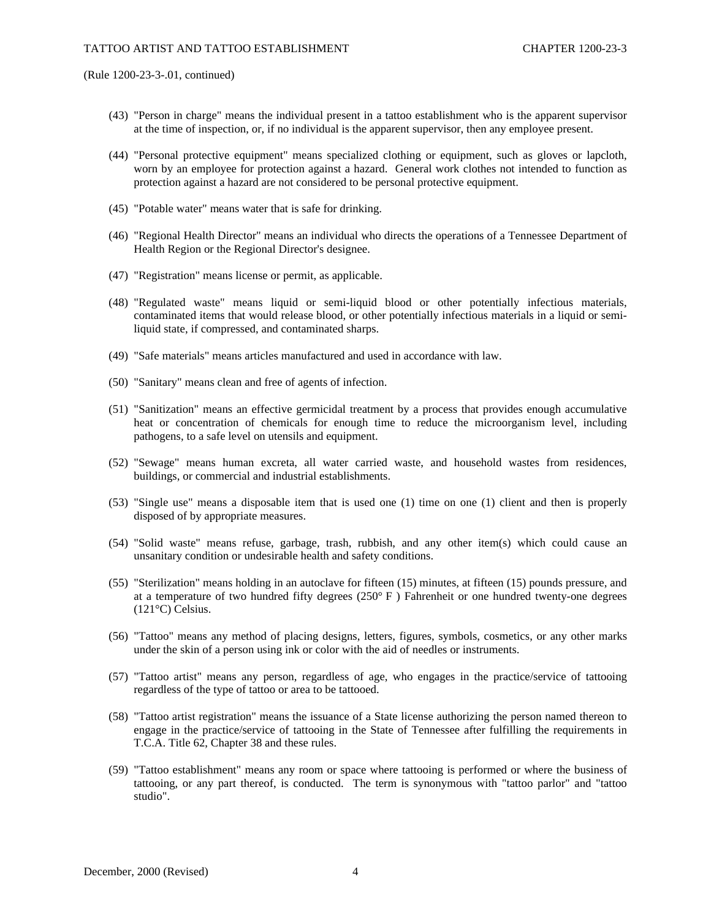(Rule 1200-23-3-.01, continued)

(43) "Person in charge" means the individual present in a tattoo establishment who is the apparent supervisor at the time of inspection, or, if no individual is the apparent supervisor, then any employee present.

(44) "Personal protective equipment" means specialized clothing or equipment, such as gloves or lapcloth, worn by an employee for protection against a hazard. General work clothes not intended to function as protection against a hazard are not considered to be personal protective equipment.

(45) "Potable water" means water that is safe for drinking.

(46) "Regional Health Director" means an individual who directs the operations of a Tennessee Department of Health Region or the Regional Director's designee.

(47) "Registration" means license or permit, as applicable.

(48) "Regulated waste" means liquid or semi-liquid blood or other potentially infectious materials, contaminated items that would release blood, or other potentially infectious materials in a liquid or semi-liquid state, if compressed, and contaminated sharps.

(49) "Safe materials" means articles manufactured and used in accordance with law.

(50) "Sanitary" means clean and free of agents of infection.

(51) "Sanitization" means an effective germicidal treatment by a process that provides enough accumulative heat or concentration of chemicals for enough time to reduce the microorganism level, including pathogens, to a safe level on utensils and equipment.

(52) "Sewage" means human excreta, all water carried waste, and household wastes from residences, buildings, or commercial and industrial establishments.

(53) "Single use" means a disposable item that is used one (1) time on one (1) client and then is properly disposed of by appropriate measures.

(54) "Solid waste" means refuse, garbage, trash, rubbish, and any other item(s) which could cause an unsanitary condition or undesirable health and safety conditions.

(55) "Sterilization" means holding in an autoclave for fifteen (15) minutes, at fifteen (15) pounds pressure, and at a temperature of two hundred fifty degrees (250° F ) Fahrenheit or one hundred twenty-one degrees (121°C) Celsius.

(56) "Tattoo" means any method of placing designs, letters, figures, symbols, cosmetics, or any other marks under the skin of a person using ink or color with the aid of needles or instruments.

(57) "Tattoo artist" means any person, regardless of age, who engages in the practice/service of tattooing regardless of the type of tattoo or area to be tattooed.

(58) "Tattoo artist registration" means the issuance of a State license authorizing the person named thereon to engage in the practice/service of tattooing in the State of Tennessee after fulfilling the requirements in T.C.A. Title 62, Chapter 38 and these rules.

(59) "Tattoo establishment" means any room or space where tattooing is performed or where the business of tattooing, or any part thereof, is conducted. The term is synonymous with "tattoo parlor" and "tattoo studio".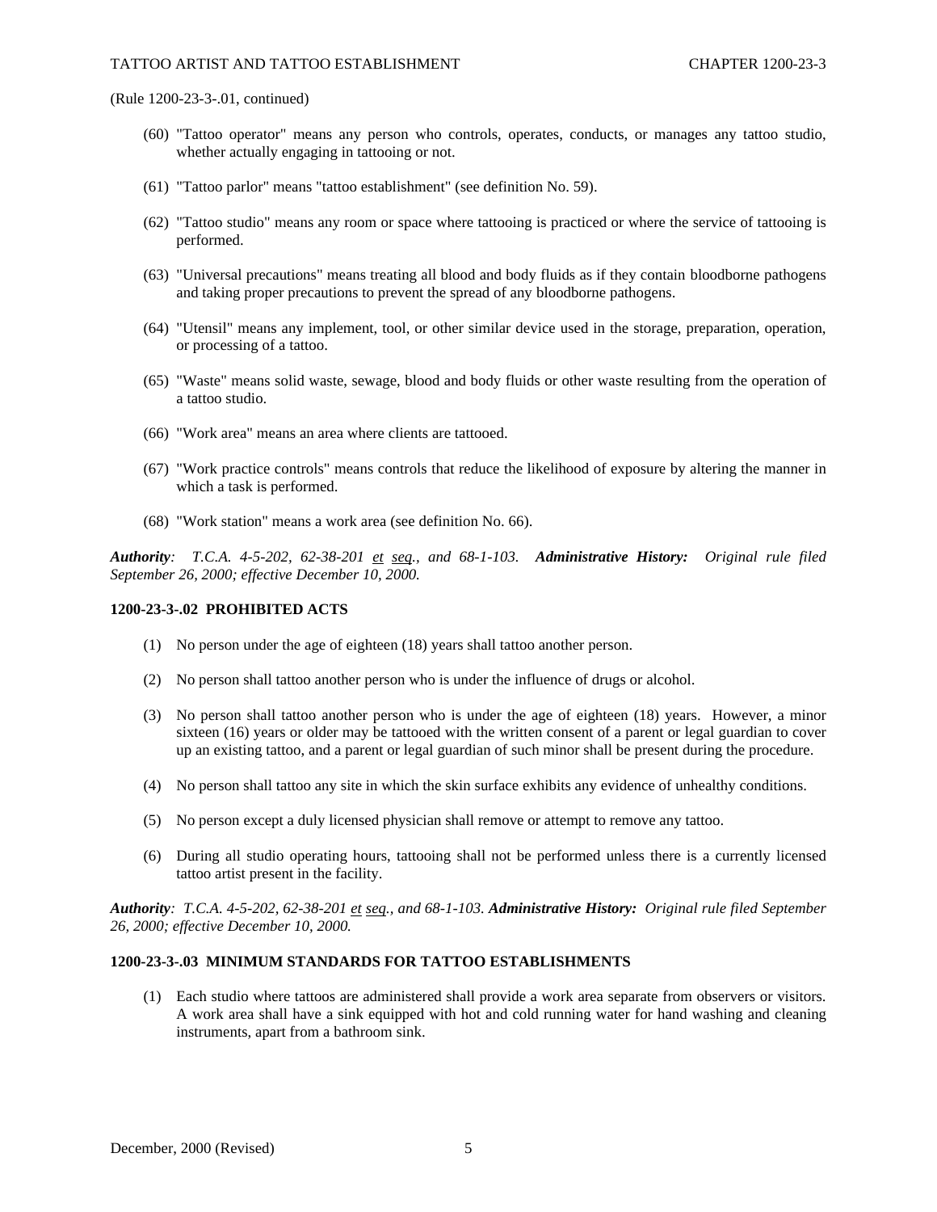(Rule 1200-23-3-.01, continued)

(60) "Tattoo operator" means any person who controls, operates, conducts, or manages any tattoo studio, whether actually engaging in tattooing or not.

(61) "Tattoo parlor" means "tattoo establishment" (see definition No. 59).

(62) "Tattoo studio" means any room or space where tattooing is practiced or where the service of tattooing is performed.

(63) "Universal precautions" means treating all blood and body fluids as if they contain bloodborne pathogens and taking proper precautions to prevent the spread of any bloodborne pathogens.

(64) "Utensil" means any implement, tool, or other similar device used in the storage, preparation, operation, or processing of a tattoo.

(65) "Waste" means solid waste, sewage, blood and body fluids or other waste resulting from the operation of a tattoo studio.

(66) "Work area" means an area where clients are tattooed.

(67) "Work practice controls" means controls that reduce the likelihood of exposure by altering the manner in which a task is performed.

(68) "Work station" means a work area (see definition No. 66).

***Authority**: T.C.A. 4-5-202, 62-38-201 et seq., and 68-1-103.* ***Administrative History:** Original rule filed September 26, 2000; effective December 10, 2000.*

**1200-23-3-.02 PROHIBITED ACTS**

(1) No person under the age of eighteen (18) years shall tattoo another person.

(2) No person shall tattoo another person who is under the influence of drugs or alcohol.

(3) No person shall tattoo another person who is under the age of eighteen (18) years. However, a minor sixteen (16) years or older may be tattooed with the written consent of a parent or legal guardian to cover up an existing tattoo, and a parent or legal guardian of such minor shall be present during the procedure.

(4) No person shall tattoo any site in which the skin surface exhibits any evidence of unhealthy conditions.

(5) No person except a duly licensed physician shall remove or attempt to remove any tattoo.

(6) During all studio operating hours, tattooing shall not be performed unless there is a currently licensed tattoo artist present in the facility.

***Authority**: T.C.A. 4-5-202, 62-38-201 et seq., and 68-1-103.* ***Administrative History:** Original rule filed September 26, 2000; effective December 10, 2000.*

**1200-23-3-.03 MINIMUM STANDARDS FOR TATTOO ESTABLISHMENTS**

(1) Each studio where tattoos are administered shall provide a work area separate from observers or visitors. A work area shall have a sink equipped with hot and cold running water for hand washing and cleaning instruments, apart from a bathroom sink.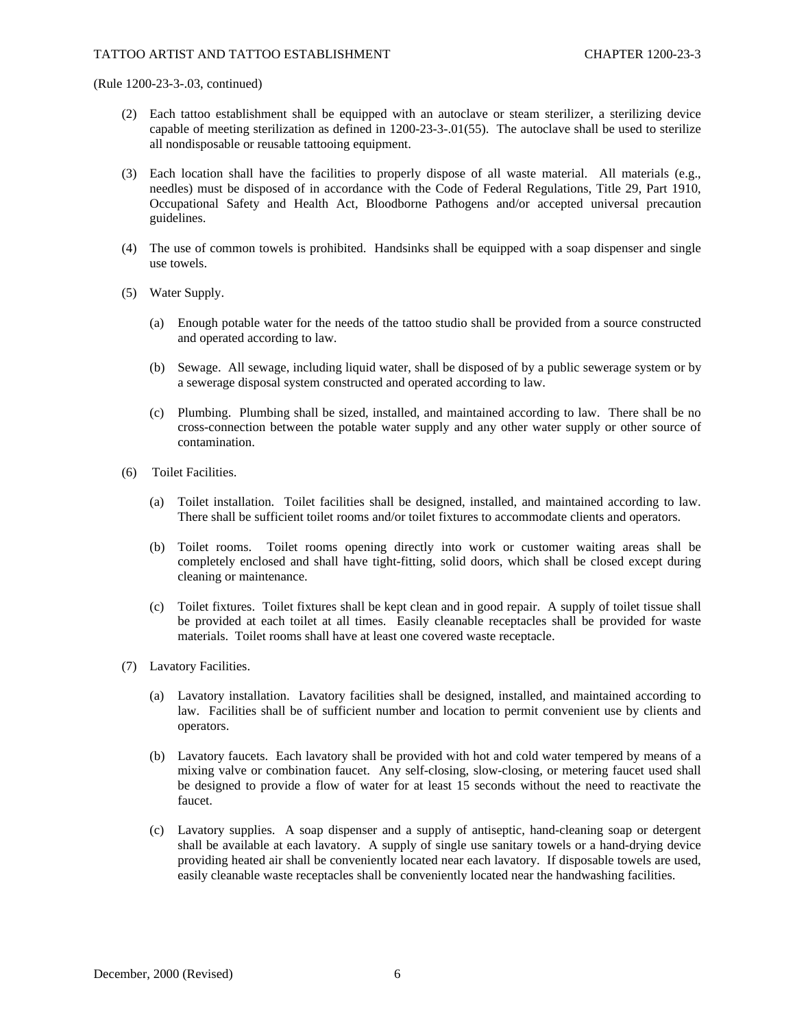(Rule 1200-23-3-.03, continued)

(2) Each tattoo establishment shall be equipped with an autoclave or steam sterilizer, a sterilizing device capable of meeting sterilization as defined in 1200-23-3-.01(55). The autoclave shall be used to sterilize all nondisposable or reusable tattooing equipment.

(3) Each location shall have the facilities to properly dispose of all waste material. All materials (e.g., needles) must be disposed of in accordance with the Code of Federal Regulations, Title 29, Part 1910, Occupational Safety and Health Act, Bloodborne Pathogens and/or accepted universal precaution guidelines.

(4) The use of common towels is prohibited. Handsinks shall be equipped with a soap dispenser and single use towels.

(5) Water Supply.

(a) Enough potable water for the needs of the tattoo studio shall be provided from a source constructed and operated according to law.

(b) Sewage. All sewage, including liquid water, shall be disposed of by a public sewerage system or by a sewerage disposal system constructed and operated according to law.

(c) Plumbing. Plumbing shall be sized, installed, and maintained according to law. There shall be no cross-connection between the potable water supply and any other water supply or other source of contamination.

(6) Toilet Facilities.

(a) Toilet installation. Toilet facilities shall be designed, installed, and maintained according to law. There shall be sufficient toilet rooms and/or toilet fixtures to accommodate clients and operators.

(b) Toilet rooms. Toilet rooms opening directly into work or customer waiting areas shall be completely enclosed and shall have tight-fitting, solid doors, which shall be closed except during cleaning or maintenance.

(c) Toilet fixtures. Toilet fixtures shall be kept clean and in good repair. A supply of toilet tissue shall be provided at each toilet at all times. Easily cleanable receptacles shall be provided for waste materials. Toilet rooms shall have at least one covered waste receptacle.

(7) Lavatory Facilities.

(a) Lavatory installation. Lavatory facilities shall be designed, installed, and maintained according to law. Facilities shall be of sufficient number and location to permit convenient use by clients and operators.

(b) Lavatory faucets. Each lavatory shall be provided with hot and cold water tempered by means of a mixing valve or combination faucet. Any self-closing, slow-closing, or metering faucet used shall be designed to provide a flow of water for at least 15 seconds without the need to reactivate the faucet.

(c) Lavatory supplies. A soap dispenser and a supply of antiseptic, hand-cleaning soap or detergent shall be available at each lavatory. A supply of single use sanitary towels or a hand-drying device providing heated air shall be conveniently located near each lavatory. If disposable towels are used, easily cleanable waste receptacles shall be conveniently located near the handwashing facilities.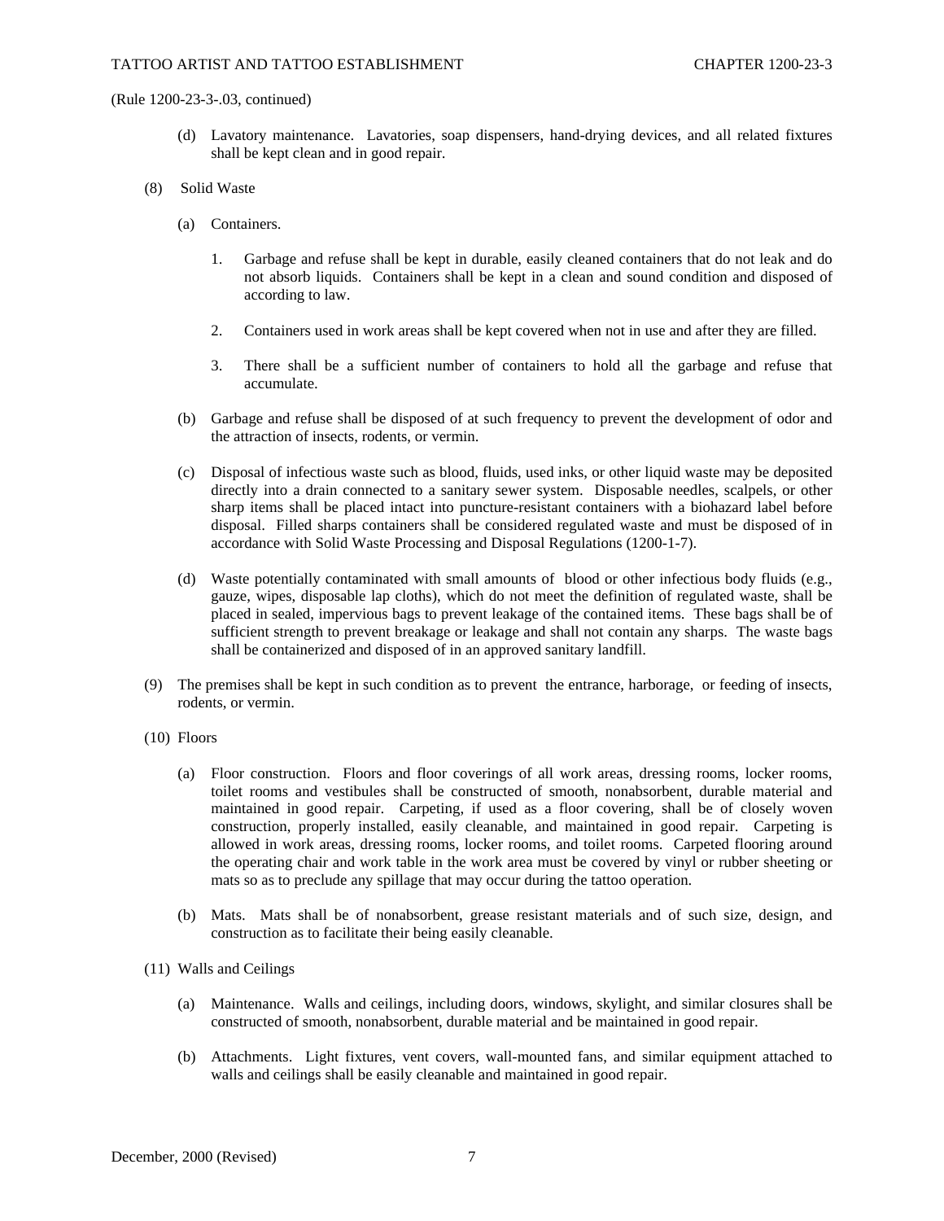(Rule 1200-23-3-.03, continued)

(d) Lavatory maintenance. Lavatories, soap dispensers, hand-drying devices, and all related fixtures shall be kept clean and in good repair.

(8) Solid Waste

(a) Containers.

1. Garbage and refuse shall be kept in durable, easily cleaned containers that do not leak and do not absorb liquids. Containers shall be kept in a clean and sound condition and disposed of according to law.

2. Containers used in work areas shall be kept covered when not in use and after they are filled.

3. There shall be a sufficient number of containers to hold all the garbage and refuse that accumulate.

(b) Garbage and refuse shall be disposed of at such frequency to prevent the development of odor and the attraction of insects, rodents, or vermin.

(c) Disposal of infectious waste such as blood, fluids, used inks, or other liquid waste may be deposited directly into a drain connected to a sanitary sewer system. Disposable needles, scalpels, or other sharp items shall be placed intact into puncture-resistant containers with a biohazard label before disposal. Filled sharps containers shall be considered regulated waste and must be disposed of in accordance with Solid Waste Processing and Disposal Regulations (1200-1-7).

(d) Waste potentially contaminated with small amounts of blood or other infectious body fluids (e.g., gauze, wipes, disposable lap cloths), which do not meet the definition of regulated waste, shall be placed in sealed, impervious bags to prevent leakage of the contained items. These bags shall be of sufficient strength to prevent breakage or leakage and shall not contain any sharps. The waste bags shall be containerized and disposed of in an approved sanitary landfill.

(9) The premises shall be kept in such condition as to prevent the entrance, harborage, or feeding of insects, rodents, or vermin.

(10) Floors

(a) Floor construction. Floors and floor coverings of all work areas, dressing rooms, locker rooms, toilet rooms and vestibules shall be constructed of smooth, nonabsorbent, durable material and maintained in good repair. Carpeting, if used as a floor covering, shall be of closely woven construction, properly installed, easily cleanable, and maintained in good repair. Carpeting is allowed in work areas, dressing rooms, locker rooms, and toilet rooms. Carpeted flooring around the operating chair and work table in the work area must be covered by vinyl or rubber sheeting or mats so as to preclude any spillage that may occur during the tattoo operation.

(b) Mats. Mats shall be of nonabsorbent, grease resistant materials and of such size, design, and construction as to facilitate their being easily cleanable.

(11) Walls and Ceilings

(a) Maintenance. Walls and ceilings, including doors, windows, skylight, and similar closures shall be constructed of smooth, nonabsorbent, durable material and be maintained in good repair.

(b) Attachments. Light fixtures, vent covers, wall-mounted fans, and similar equipment attached to walls and ceilings shall be easily cleanable and maintained in good repair.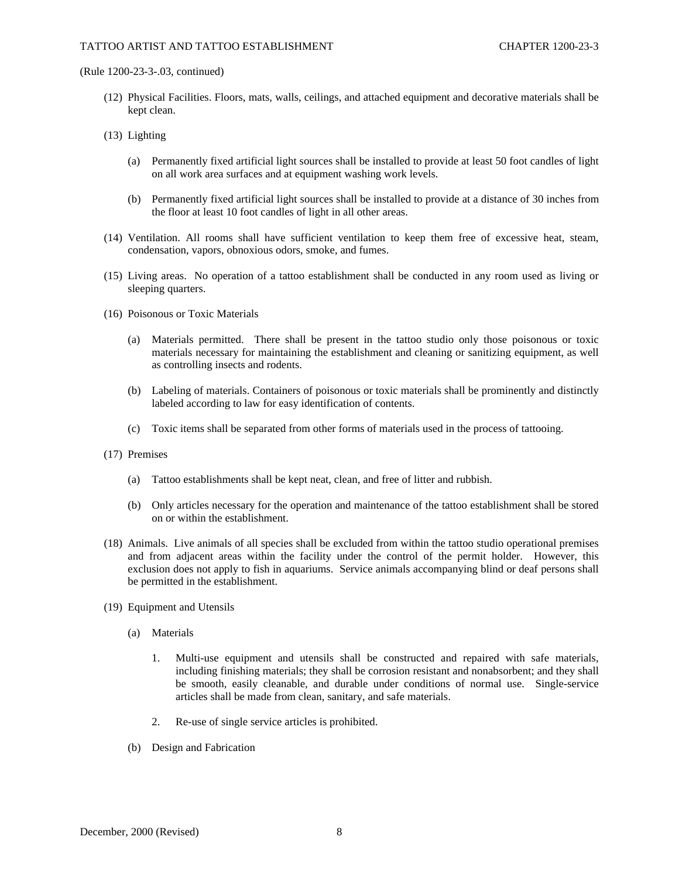(Rule 1200-23-3-.03, continued)

(12) Physical Facilities. Floors, mats, walls, ceilings, and attached equipment and decorative materials shall be kept clean.

(13) Lighting

(a) Permanently fixed artificial light sources shall be installed to provide at least 50 foot candles of light on all work area surfaces and at equipment washing work levels.

(b) Permanently fixed artificial light sources shall be installed to provide at a distance of 30 inches from the floor at least 10 foot candles of light in all other areas.

(14) Ventilation. All rooms shall have sufficient ventilation to keep them free of excessive heat, steam, condensation, vapors, obnoxious odors, smoke, and fumes.

(15) Living areas. No operation of a tattoo establishment shall be conducted in any room used as living or sleeping quarters.

(16) Poisonous or Toxic Materials

(a) Materials permitted. There shall be present in the tattoo studio only those poisonous or toxic materials necessary for maintaining the establishment and cleaning or sanitizing equipment, as well as controlling insects and rodents.

(b) Labeling of materials. Containers of poisonous or toxic materials shall be prominently and distinctly labeled according to law for easy identification of contents.

(c) Toxic items shall be separated from other forms of materials used in the process of tattooing.

(17) Premises

(a) Tattoo establishments shall be kept neat, clean, and free of litter and rubbish.

(b) Only articles necessary for the operation and maintenance of the tattoo establishment shall be stored on or within the establishment.

(18) Animals. Live animals of all species shall be excluded from within the tattoo studio operational premises and from adjacent areas within the facility under the control of the permit holder. However, this exclusion does not apply to fish in aquariums. Service animals accompanying blind or deaf persons shall be permitted in the establishment.

(19) Equipment and Utensils

(a) Materials

1. Multi-use equipment and utensils shall be constructed and repaired with safe materials, including finishing materials; they shall be corrosion resistant and nonabsorbent; and they shall be smooth, easily cleanable, and durable under conditions of normal use. Single-service articles shall be made from clean, sanitary, and safe materials.

2. Re-use of single service articles is prohibited.

(b) Design and Fabrication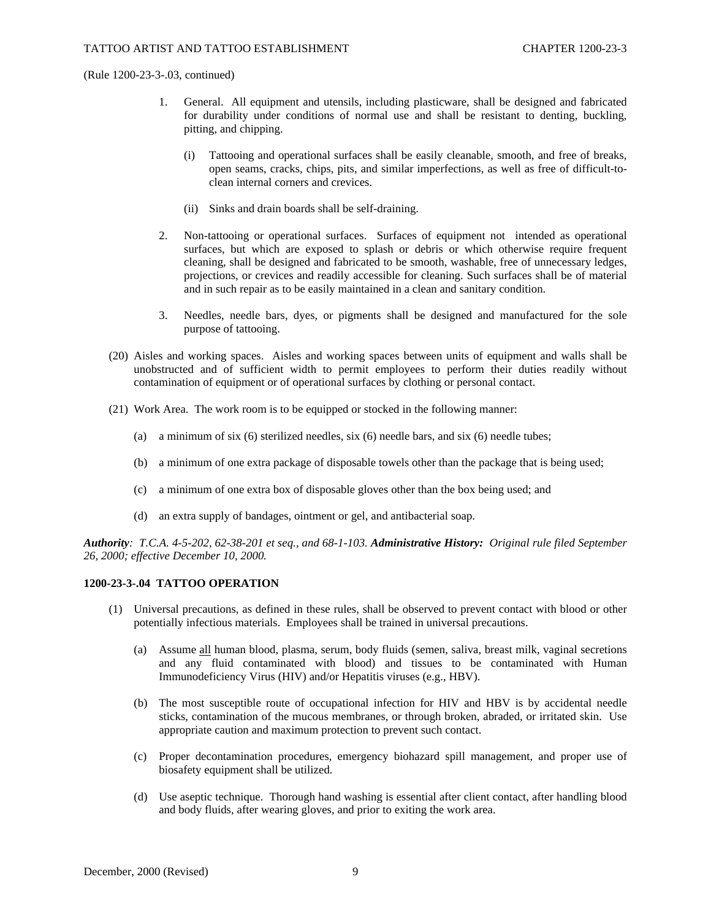(Rule 1200-23-3-.03, continued)

1. General. All equipment and utensils, including plasticware, shall be designed and fabricated for durability under conditions of normal use and shall be resistant to denting, buckling, pitting, and chipping.

   (i) Tattooing and operational surfaces shall be easily cleanable, smooth, and free of breaks, open seams, cracks, chips, pits, and similar imperfections, as well as free of difficult-to-clean internal corners and crevices.

   (ii) Sinks and drain boards shall be self-draining.

2. Non-tattooing or operational surfaces. Surfaces of equipment not intended as operational surfaces, but which are exposed to splash or debris or which otherwise require frequent cleaning, shall be designed and fabricated to be smooth, washable, free of unnecessary ledges, projections, or crevices and readily accessible for cleaning. Such surfaces shall be of material and in such repair as to be easily maintained in a clean and sanitary condition.

3. Needles, needle bars, dyes, or pigments shall be designed and manufactured for the sole purpose of tattooing.

(20) Aisles and working spaces. Aisles and working spaces between units of equipment and walls shall be unobstructed and of sufficient width to permit employees to perform their duties readily without contamination of equipment or of operational surfaces by clothing or personal contact.

(21) Work Area. The work room is to be equipped or stocked in the following manner:

   (a) a minimum of six (6) sterilized needles, six (6) needle bars, and six (6) needle tubes;

   (b) a minimum of one extra package of disposable towels other than the package that is being used;

   (c) a minimum of one extra box of disposable gloves other than the box being used; and

   (d) an extra supply of bandages, ointment or gel, and antibacterial soap.

***Authority**: T.C.A. 4-5-202, 62-38-201 et seq., and 68-1-103.* ***Administrative History:** Original rule filed September 26, 2000; effective December 10, 2000.*

**1200-23-3-.04 TATTOO OPERATION**

(1) Universal precautions, as defined in these rules, shall be observed to prevent contact with blood or other potentially infectious materials. Employees shall be trained in universal precautions.

   (a) Assume <u>all</u> human blood, plasma, serum, body fluids (semen, saliva, breast milk, vaginal secretions and any fluid contaminated with blood) and tissues to be contaminated with Human Immunodeficiency Virus (HIV) and/or Hepatitis viruses (e.g., HBV).

   (b) The most susceptible route of occupational infection for HIV and HBV is by accidental needle sticks, contamination of the mucous membranes, or through broken, abraded, or irritated skin. Use appropriate caution and maximum protection to prevent such contact.

   (c) Proper decontamination procedures, emergency biohazard spill management, and proper use of biosafety equipment shall be utilized.

   (d) Use aseptic technique. Thorough hand washing is essential after client contact, after handling blood and body fluids, after wearing gloves, and prior to exiting the work area.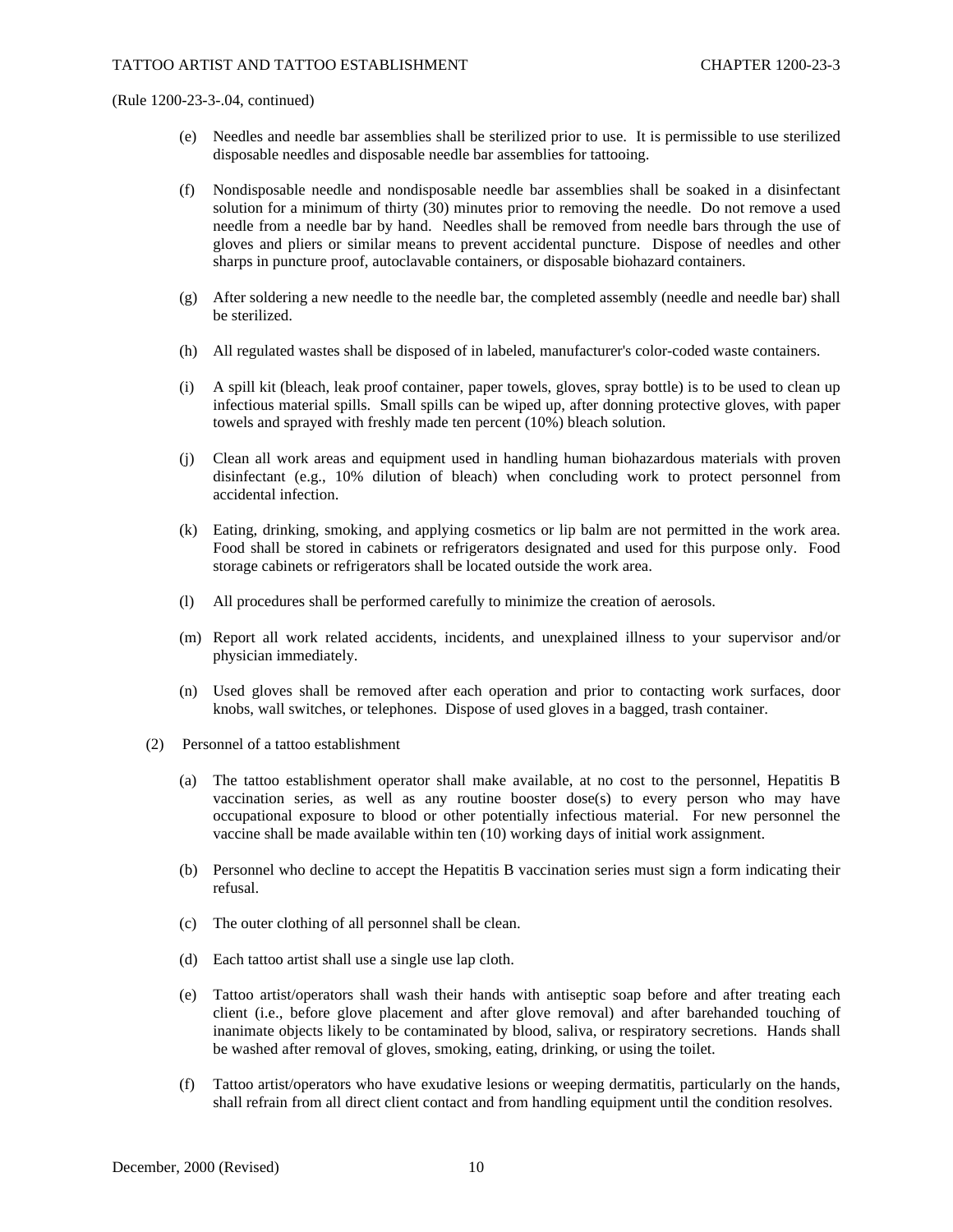(Rule 1200-23-3-.04, continued)

(e) Needles and needle bar assemblies shall be sterilized prior to use. It is permissible to use sterilized disposable needles and disposable needle bar assemblies for tattooing.

(f) Nondisposable needle and nondisposable needle bar assemblies shall be soaked in a disinfectant solution for a minimum of thirty (30) minutes prior to removing the needle. Do not remove a used needle from a needle bar by hand. Needles shall be removed from needle bars through the use of gloves and pliers or similar means to prevent accidental puncture. Dispose of needles and other sharps in puncture proof, autoclavable containers, or disposable biohazard containers.

(g) After soldering a new needle to the needle bar, the completed assembly (needle and needle bar) shall be sterilized.

(h) All regulated wastes shall be disposed of in labeled, manufacturer's color-coded waste containers.

(i) A spill kit (bleach, leak proof container, paper towels, gloves, spray bottle) is to be used to clean up infectious material spills. Small spills can be wiped up, after donning protective gloves, with paper towels and sprayed with freshly made ten percent (10%) bleach solution.

(j) Clean all work areas and equipment used in handling human biohazardous materials with proven disinfectant (e.g., 10% dilution of bleach) when concluding work to protect personnel from accidental infection.

(k) Eating, drinking, smoking, and applying cosmetics or lip balm are not permitted in the work area. Food shall be stored in cabinets or refrigerators designated and used for this purpose only. Food storage cabinets or refrigerators shall be located outside the work area.

(l) All procedures shall be performed carefully to minimize the creation of aerosols.

(m) Report all work related accidents, incidents, and unexplained illness to your supervisor and/or physician immediately.

(n) Used gloves shall be removed after each operation and prior to contacting work surfaces, door knobs, wall switches, or telephones. Dispose of used gloves in a bagged, trash container.

(2) Personnel of a tattoo establishment

(a) The tattoo establishment operator shall make available, at no cost to the personnel, Hepatitis B vaccination series, as well as any routine booster dose(s) to every person who may have occupational exposure to blood or other potentially infectious material. For new personnel the vaccine shall be made available within ten (10) working days of initial work assignment.

(b) Personnel who decline to accept the Hepatitis B vaccination series must sign a form indicating their refusal.

(c) The outer clothing of all personnel shall be clean.

(d) Each tattoo artist shall use a single use lap cloth.

(e) Tattoo artist/operators shall wash their hands with antiseptic soap before and after treating each client (i.e., before glove placement and after glove removal) and after barehanded touching of inanimate objects likely to be contaminated by blood, saliva, or respiratory secretions. Hands shall be washed after removal of gloves, smoking, eating, drinking, or using the toilet.

(f) Tattoo artist/operators who have exudative lesions or weeping dermatitis, particularly on the hands, shall refrain from all direct client contact and from handling equipment until the condition resolves.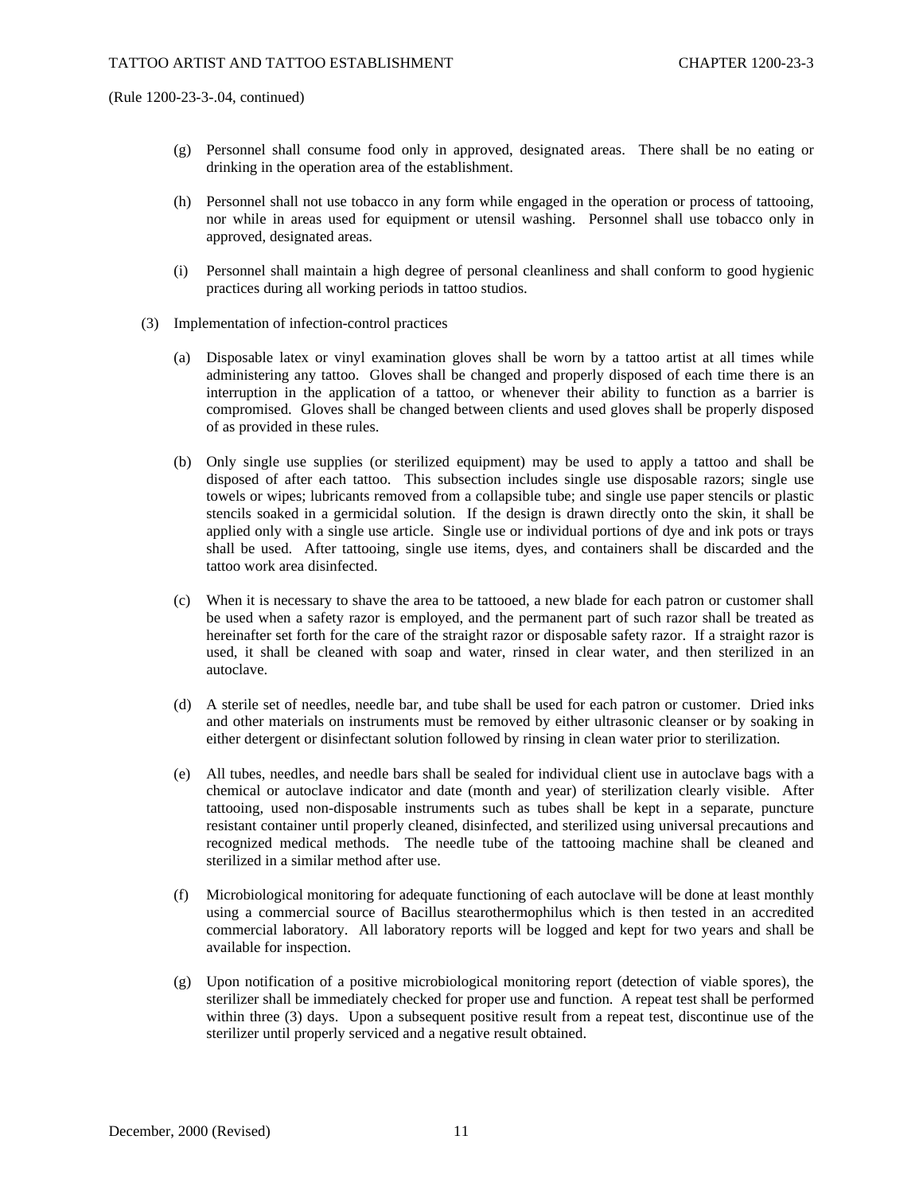(Rule 1200-23-3-.04, continued)

(g) Personnel shall consume food only in approved, designated areas. There shall be no eating or drinking in the operation area of the establishment.

(h) Personnel shall not use tobacco in any form while engaged in the operation or process of tattooing, nor while in areas used for equipment or utensil washing. Personnel shall use tobacco only in approved, designated areas.

(i) Personnel shall maintain a high degree of personal cleanliness and shall conform to good hygienic practices during all working periods in tattoo studios.

(3) Implementation of infection-control practices

(a) Disposable latex or vinyl examination gloves shall be worn by a tattoo artist at all times while administering any tattoo. Gloves shall be changed and properly disposed of each time there is an interruption in the application of a tattoo, or whenever their ability to function as a barrier is compromised. Gloves shall be changed between clients and used gloves shall be properly disposed of as provided in these rules.

(b) Only single use supplies (or sterilized equipment) may be used to apply a tattoo and shall be disposed of after each tattoo. This subsection includes single use disposable razors; single use towels or wipes; lubricants removed from a collapsible tube; and single use paper stencils or plastic stencils soaked in a germicidal solution. If the design is drawn directly onto the skin, it shall be applied only with a single use article. Single use or individual portions of dye and ink pots or trays shall be used. After tattooing, single use items, dyes, and containers shall be discarded and the tattoo work area disinfected.

(c) When it is necessary to shave the area to be tattooed, a new blade for each patron or customer shall be used when a safety razor is employed, and the permanent part of such razor shall be treated as hereinafter set forth for the care of the straight razor or disposable safety razor. If a straight razor is used, it shall be cleaned with soap and water, rinsed in clear water, and then sterilized in an autoclave.

(d) A sterile set of needles, needle bar, and tube shall be used for each patron or customer. Dried inks and other materials on instruments must be removed by either ultrasonic cleanser or by soaking in either detergent or disinfectant solution followed by rinsing in clean water prior to sterilization.

(e) All tubes, needles, and needle bars shall be sealed for individual client use in autoclave bags with a chemical or autoclave indicator and date (month and year) of sterilization clearly visible. After tattooing, used non-disposable instruments such as tubes shall be kept in a separate, puncture resistant container until properly cleaned, disinfected, and sterilized using universal precautions and recognized medical methods. The needle tube of the tattooing machine shall be cleaned and sterilized in a similar method after use.

(f) Microbiological monitoring for adequate functioning of each autoclave will be done at least monthly using a commercial source of Bacillus stearothermophilus which is then tested in an accredited commercial laboratory. All laboratory reports will be logged and kept for two years and shall be available for inspection.

(g) Upon notification of a positive microbiological monitoring report (detection of viable spores), the sterilizer shall be immediately checked for proper use and function. A repeat test shall be performed within three (3) days. Upon a subsequent positive result from a repeat test, discontinue use of the sterilizer until properly serviced and a negative result obtained.

December, 2000 (Revised)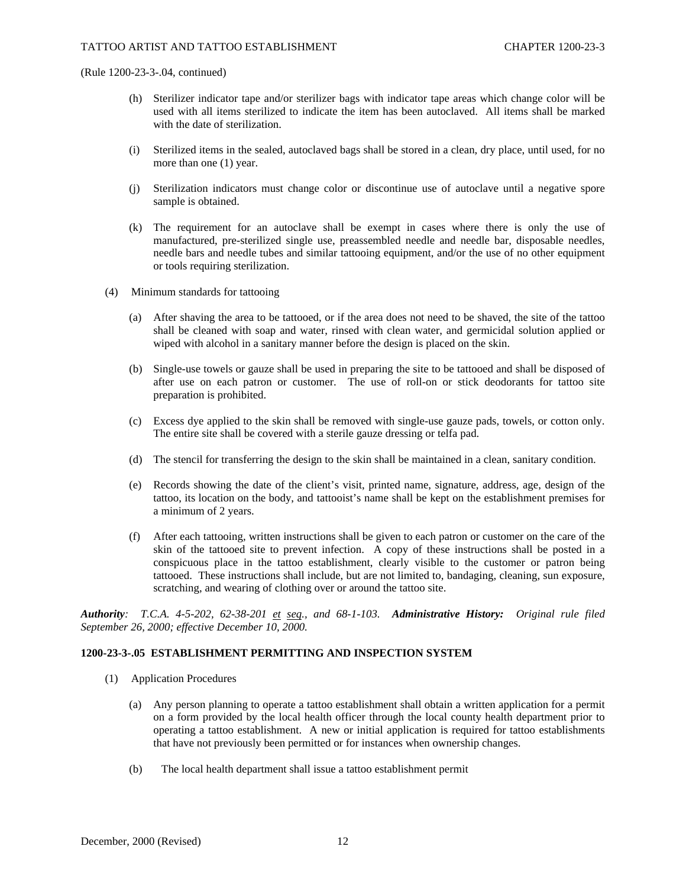(Rule 1200-23-3-.04, continued)

(h) Sterilizer indicator tape and/or sterilizer bags with indicator tape areas which change color will be used with all items sterilized to indicate the item has been autoclaved. All items shall be marked with the date of sterilization.

(i) Sterilized items in the sealed, autoclaved bags shall be stored in a clean, dry place, until used, for no more than one (1) year.

(j) Sterilization indicators must change color or discontinue use of autoclave until a negative spore sample is obtained.

(k) The requirement for an autoclave shall be exempt in cases where there is only the use of manufactured, pre-sterilized single use, preassembled needle and needle bar, disposable needles, needle bars and needle tubes and similar tattooing equipment, and/or the use of no other equipment or tools requiring sterilization.

(4) Minimum standards for tattooing

(a) After shaving the area to be tattooed, or if the area does not need to be shaved, the site of the tattoo shall be cleaned with soap and water, rinsed with clean water, and germicidal solution applied or wiped with alcohol in a sanitary manner before the design is placed on the skin.

(b) Single-use towels or gauze shall be used in preparing the site to be tattooed and shall be disposed of after use on each patron or customer. The use of roll-on or stick deodorants for tattoo site preparation is prohibited.

(c) Excess dye applied to the skin shall be removed with single-use gauze pads, towels, or cotton only. The entire site shall be covered with a sterile gauze dressing or telfa pad.

(d) The stencil for transferring the design to the skin shall be maintained in a clean, sanitary condition.

(e) Records showing the date of the client's visit, printed name, signature, address, age, design of the tattoo, its location on the body, and tattooist's name shall be kept on the establishment premises for a minimum of 2 years.

(f) After each tattooing, written instructions shall be given to each patron or customer on the care of the skin of the tattooed site to prevent infection. A copy of these instructions shall be posted in a conspicuous place in the tattoo establishment, clearly visible to the customer or patron being tattooed. These instructions shall include, but are not limited to, bandaging, cleaning, sun exposure, scratching, and wearing of clothing over or around the tattoo site.

***Authority**: T.C.A. 4-5-202, 62-38-201 et seq., and 68-1-103.* ***Administrative History:** Original rule filed September 26, 2000; effective December 10, 2000.*

**1200-23-3-.05 ESTABLISHMENT PERMITTING AND INSPECTION SYSTEM**

(1) Application Procedures

(a) Any person planning to operate a tattoo establishment shall obtain a written application for a permit on a form provided by the local health officer through the local county health department prior to operating a tattoo establishment. A new or initial application is required for tattoo establishments that have not previously been permitted or for instances when ownership changes.

(b) The local health department shall issue a tattoo establishment permit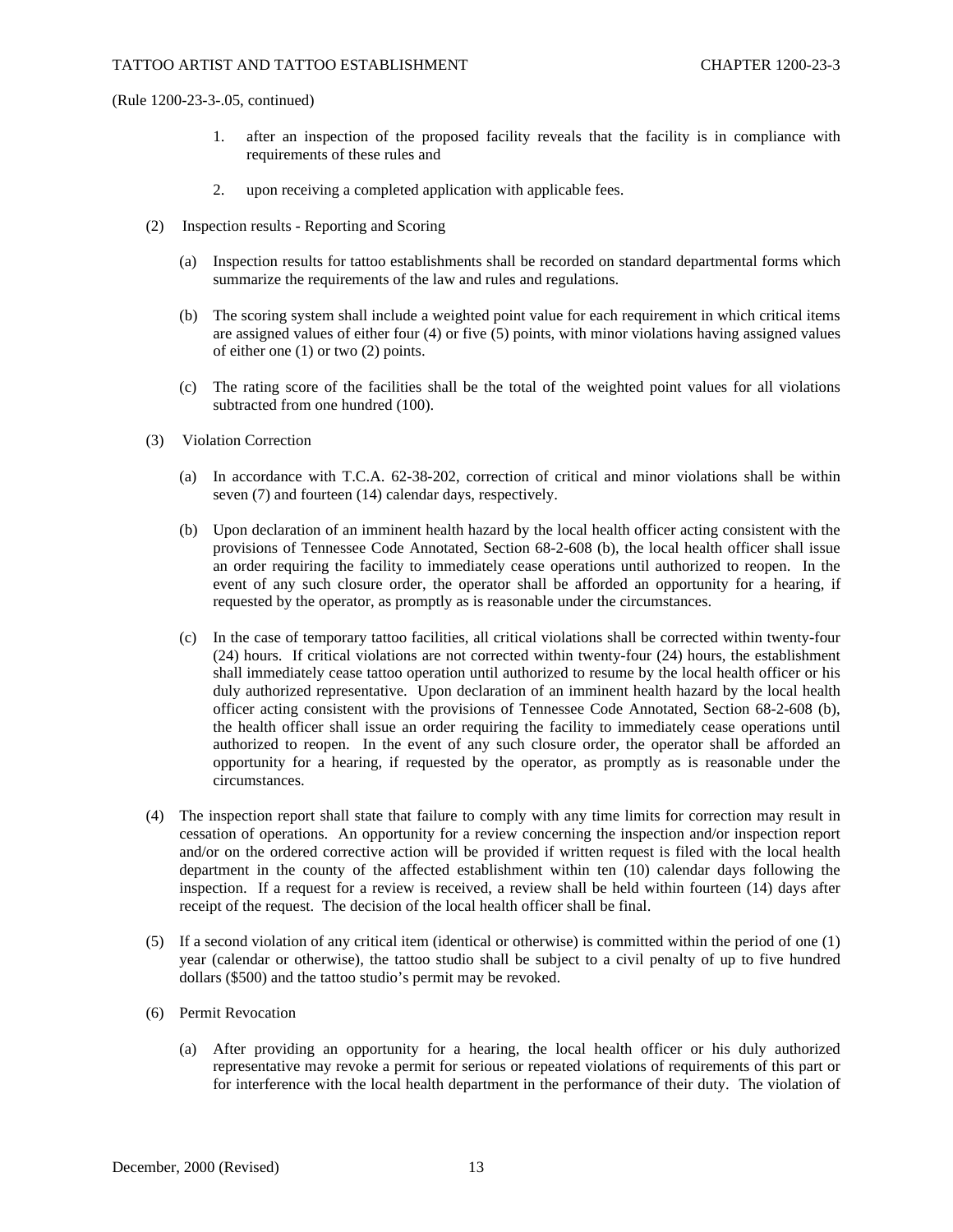(Rule 1200-23-3-.05, continued)

1. after an inspection of the proposed facility reveals that the facility is in compliance with requirements of these rules and

2. upon receiving a completed application with applicable fees.

(2) Inspection results - Reporting and Scoring

(a) Inspection results for tattoo establishments shall be recorded on standard departmental forms which summarize the requirements of the law and rules and regulations.

(b) The scoring system shall include a weighted point value for each requirement in which critical items are assigned values of either four (4) or five (5) points, with minor violations having assigned values of either one (1) or two (2) points.

(c) The rating score of the facilities shall be the total of the weighted point values for all violations subtracted from one hundred (100).

(3) Violation Correction

(a) In accordance with T.C.A. 62-38-202, correction of critical and minor violations shall be within seven (7) and fourteen (14) calendar days, respectively.

(b) Upon declaration of an imminent health hazard by the local health officer acting consistent with the provisions of Tennessee Code Annotated, Section 68-2-608 (b), the local health officer shall issue an order requiring the facility to immediately cease operations until authorized to reopen. In the event of any such closure order, the operator shall be afforded an opportunity for a hearing, if requested by the operator, as promptly as is reasonable under the circumstances.

(c) In the case of temporary tattoo facilities, all critical violations shall be corrected within twenty-four (24) hours. If critical violations are not corrected within twenty-four (24) hours, the establishment shall immediately cease tattoo operation until authorized to resume by the local health officer or his duly authorized representative. Upon declaration of an imminent health hazard by the local health officer acting consistent with the provisions of Tennessee Code Annotated, Section 68-2-608 (b), the health officer shall issue an order requiring the facility to immediately cease operations until authorized to reopen. In the event of any such closure order, the operator shall be afforded an opportunity for a hearing, if requested by the operator, as promptly as is reasonable under the circumstances.

(4) The inspection report shall state that failure to comply with any time limits for correction may result in cessation of operations. An opportunity for a review concerning the inspection and/or inspection report and/or on the ordered corrective action will be provided if written request is filed with the local health department in the county of the affected establishment within ten (10) calendar days following the inspection. If a request for a review is received, a review shall be held within fourteen (14) days after receipt of the request. The decision of the local health officer shall be final.

(5) If a second violation of any critical item (identical or otherwise) is committed within the period of one (1) year (calendar or otherwise), the tattoo studio shall be subject to a civil penalty of up to five hundred dollars ($500) and the tattoo studio's permit may be revoked.

(6) Permit Revocation

(a) After providing an opportunity for a hearing, the local health officer or his duly authorized representative may revoke a permit for serious or repeated violations of requirements of this part or for interference with the local health department in the performance of their duty. The violation of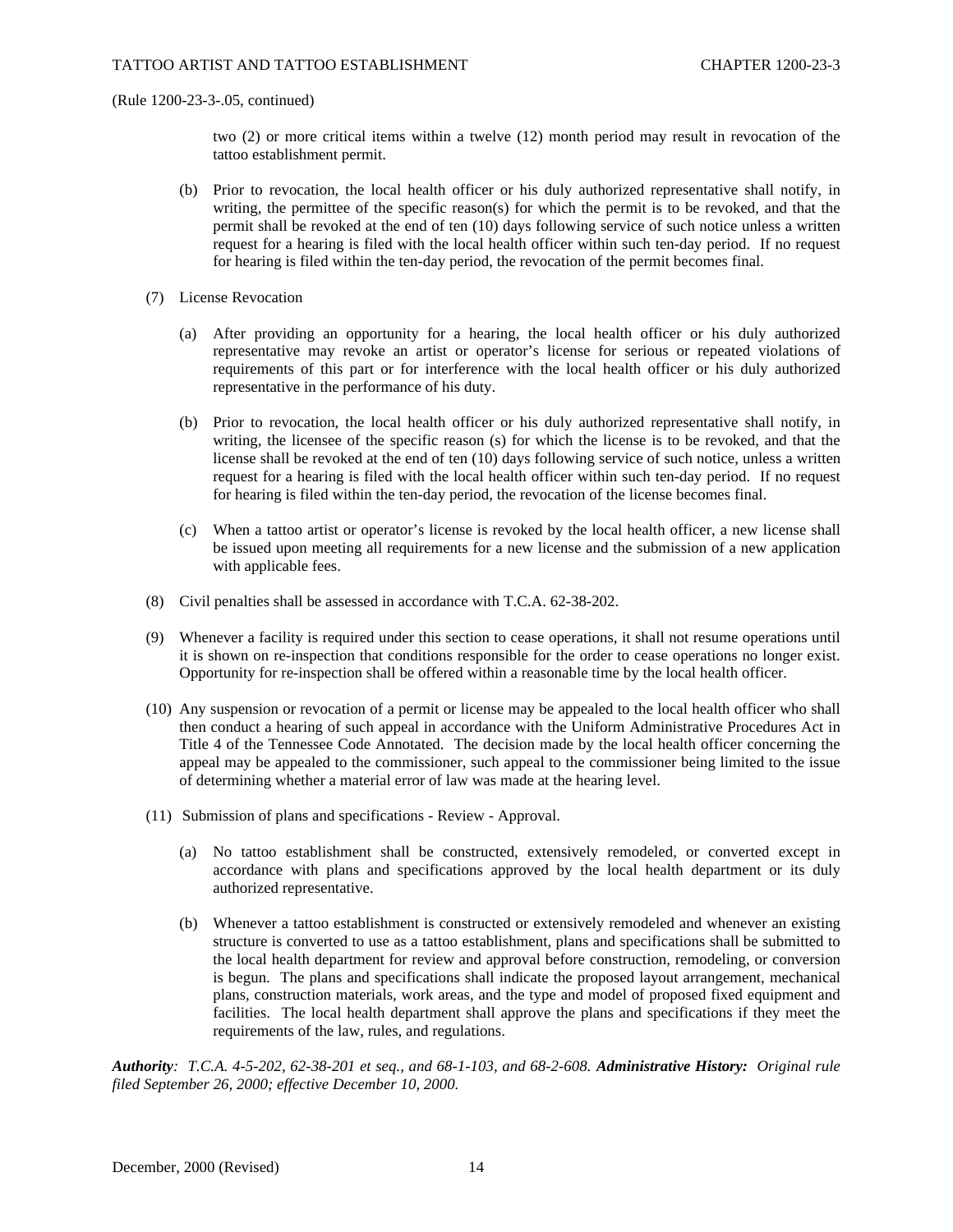(Rule 1200-23-3-.05, continued)

two (2) or more critical items within a twelve (12) month period may result in revocation of the tattoo establishment permit.

(b) Prior to revocation, the local health officer or his duly authorized representative shall notify, in writing, the permittee of the specific reason(s) for which the permit is to be revoked, and that the permit shall be revoked at the end of ten (10) days following service of such notice unless a written request for a hearing is filed with the local health officer within such ten-day period. If no request for hearing is filed within the ten-day period, the revocation of the permit becomes final.

(7) License Revocation

(a) After providing an opportunity for a hearing, the local health officer or his duly authorized representative may revoke an artist or operator's license for serious or repeated violations of requirements of this part or for interference with the local health officer or his duly authorized representative in the performance of his duty.

(b) Prior to revocation, the local health officer or his duly authorized representative shall notify, in writing, the licensee of the specific reason (s) for which the license is to be revoked, and that the license shall be revoked at the end of ten (10) days following service of such notice, unless a written request for a hearing is filed with the local health officer within such ten-day period. If no request for hearing is filed within the ten-day period, the revocation of the license becomes final.

(c) When a tattoo artist or operator's license is revoked by the local health officer, a new license shall be issued upon meeting all requirements for a new license and the submission of a new application with applicable fees.

(8) Civil penalties shall be assessed in accordance with T.C.A. 62-38-202.

(9) Whenever a facility is required under this section to cease operations, it shall not resume operations until it is shown on re-inspection that conditions responsible for the order to cease operations no longer exist. Opportunity for re-inspection shall be offered within a reasonable time by the local health officer.

(10) Any suspension or revocation of a permit or license may be appealed to the local health officer who shall then conduct a hearing of such appeal in accordance with the Uniform Administrative Procedures Act in Title 4 of the Tennessee Code Annotated. The decision made by the local health officer concerning the appeal may be appealed to the commissioner, such appeal to the commissioner being limited to the issue of determining whether a material error of law was made at the hearing level.

(11) Submission of plans and specifications - Review - Approval.

(a) No tattoo establishment shall be constructed, extensively remodeled, or converted except in accordance with plans and specifications approved by the local health department or its duly authorized representative.

(b) Whenever a tattoo establishment is constructed or extensively remodeled and whenever an existing structure is converted to use as a tattoo establishment, plans and specifications shall be submitted to the local health department for review and approval before construction, remodeling, or conversion is begun. The plans and specifications shall indicate the proposed layout arrangement, mechanical plans, construction materials, work areas, and the type and model of proposed fixed equipment and facilities. The local health department shall approve the plans and specifications if they meet the requirements of the law, rules, and regulations.

***Authority****: T.C.A. 4-5-202, 62-38-201 et seq., and 68-1-103, and 68-2-608.* ***Administrative History:*** *Original rule filed September 26, 2000; effective December 10, 2000.*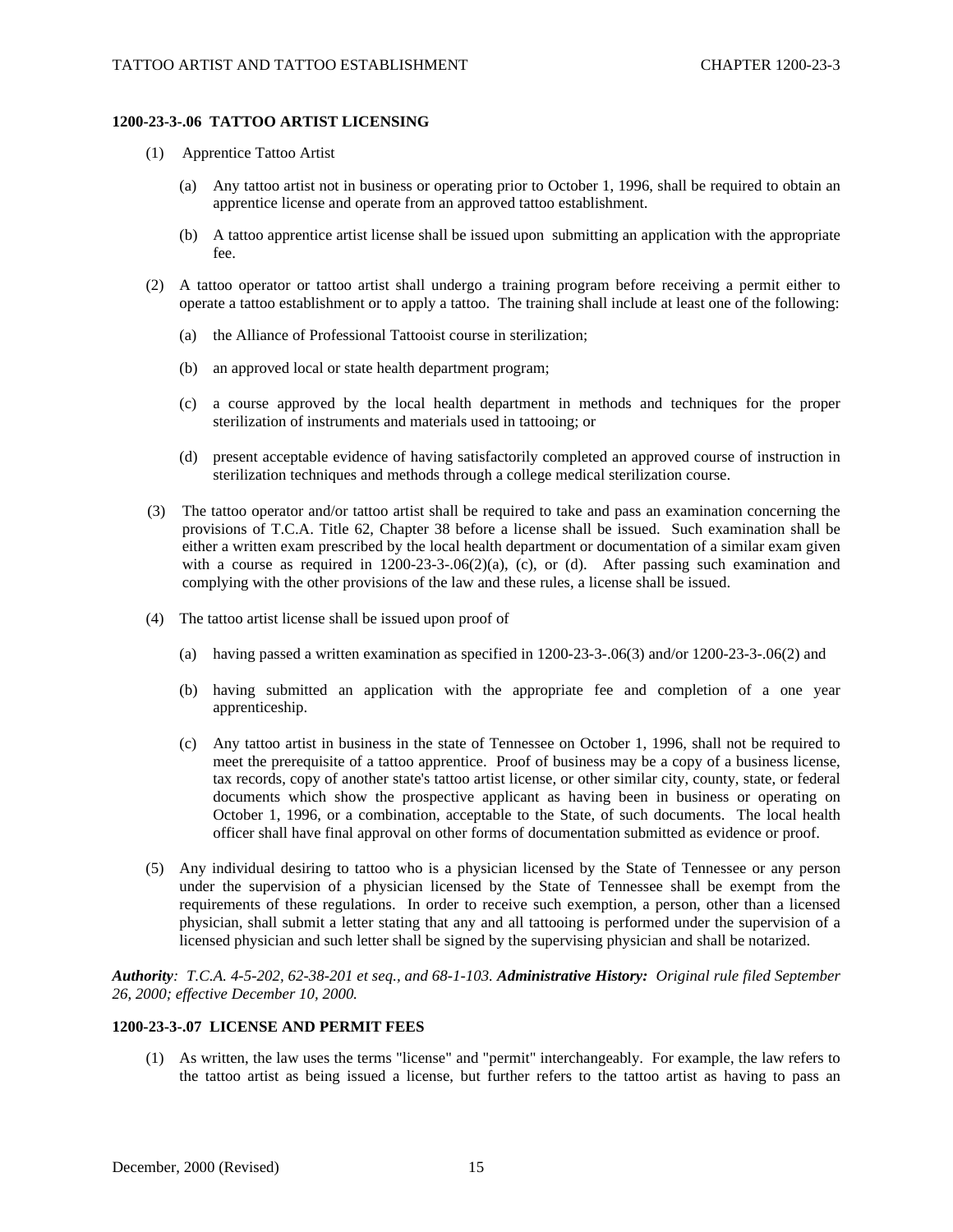**1200-23-3-.06 TATTOO ARTIST LICENSING**

(1) Apprentice Tattoo Artist

(a) Any tattoo artist not in business or operating prior to October 1, 1996, shall be required to obtain an apprentice license and operate from an approved tattoo establishment.

(b) A tattoo apprentice artist license shall be issued upon submitting an application with the appropriate fee.

(2) A tattoo operator or tattoo artist shall undergo a training program before receiving a permit either to operate a tattoo establishment or to apply a tattoo. The training shall include at least one of the following:

(a) the Alliance of Professional Tattooist course in sterilization;

(b) an approved local or state health department program;

(c) a course approved by the local health department in methods and techniques for the proper sterilization of instruments and materials used in tattooing; or

(d) present acceptable evidence of having satisfactorily completed an approved course of instruction in sterilization techniques and methods through a college medical sterilization course.

(3) The tattoo operator and/or tattoo artist shall be required to take and pass an examination concerning the provisions of T.C.A. Title 62, Chapter 38 before a license shall be issued. Such examination shall be either a written exam prescribed by the local health department or documentation of a similar exam given with a course as required in 1200-23-3-.06(2)(a), (c), or (d). After passing such examination and complying with the other provisions of the law and these rules, a license shall be issued.

(4) The tattoo artist license shall be issued upon proof of

(a) having passed a written examination as specified in 1200-23-3-.06(3) and/or 1200-23-3-.06(2) and

(b) having submitted an application with the appropriate fee and completion of a one year apprenticeship.

(c) Any tattoo artist in business in the state of Tennessee on October 1, 1996, shall not be required to meet the prerequisite of a tattoo apprentice. Proof of business may be a copy of a business license, tax records, copy of another state's tattoo artist license, or other similar city, county, state, or federal documents which show the prospective applicant as having been in business or operating on October 1, 1996, or a combination, acceptable to the State, of such documents. The local health officer shall have final approval on other forms of documentation submitted as evidence or proof.

(5) Any individual desiring to tattoo who is a physician licensed by the State of Tennessee or any person under the supervision of a physician licensed by the State of Tennessee shall be exempt from the requirements of these regulations. In order to receive such exemption, a person, other than a licensed physician, shall submit a letter stating that any and all tattooing is performed under the supervision of a licensed physician and such letter shall be signed by the supervising physician and shall be notarized.

***Authority**: T.C.A. 4-5-202, 62-38-201 et seq., and 68-1-103.* ***Administrative History:*** *Original rule filed September 26, 2000; effective December 10, 2000.*

**1200-23-3-.07 LICENSE AND PERMIT FEES**

(1) As written, the law uses the terms "license" and "permit" interchangeably. For example, the law refers to the tattoo artist as being issued a license, but further refers to the tattoo artist as having to pass an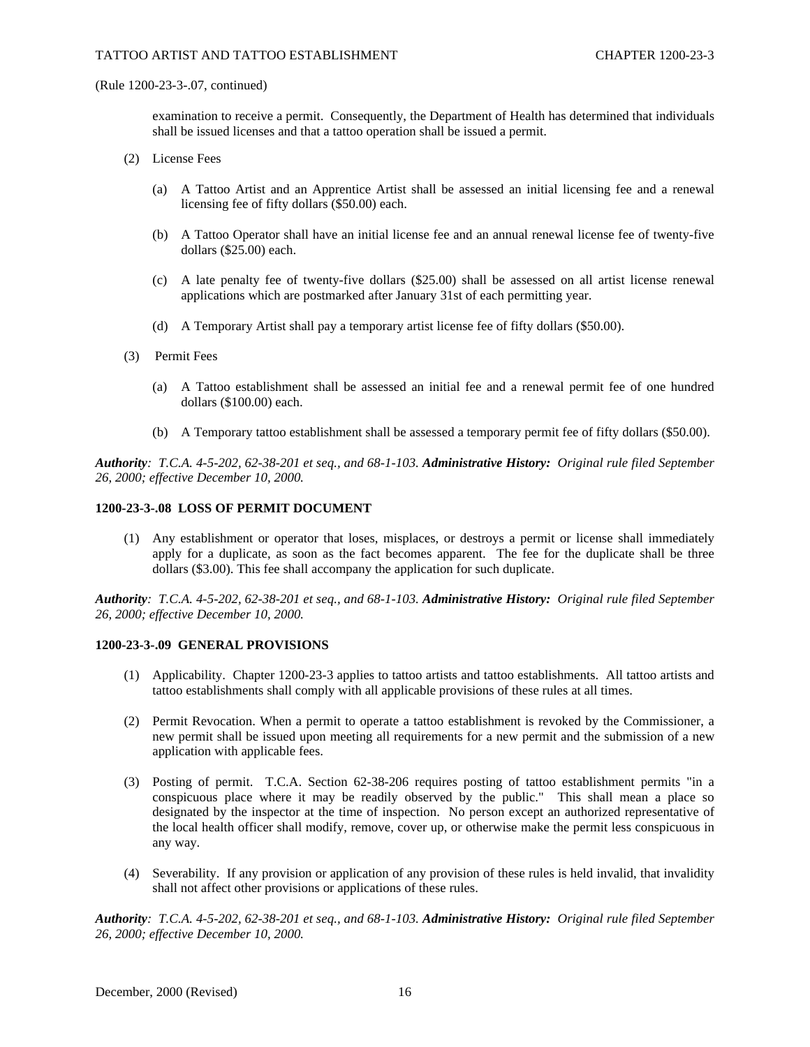(Rule 1200-23-3-.07, continued)

examination to receive a permit. Consequently, the Department of Health has determined that individuals shall be issued licenses and that a tattoo operation shall be issued a permit.

(2) License Fees

(a) A Tattoo Artist and an Apprentice Artist shall be assessed an initial licensing fee and a renewal licensing fee of fifty dollars ($50.00) each.

(b) A Tattoo Operator shall have an initial license fee and an annual renewal license fee of twenty-five dollars ($25.00) each.

(c) A late penalty fee of twenty-five dollars ($25.00) shall be assessed on all artist license renewal applications which are postmarked after January 31st of each permitting year.

(d) A Temporary Artist shall pay a temporary artist license fee of fifty dollars ($50.00).

(3) Permit Fees

(a) A Tattoo establishment shall be assessed an initial fee and a renewal permit fee of one hundred dollars ($100.00) each.

(b) A Temporary tattoo establishment shall be assessed a temporary permit fee of fifty dollars ($50.00).

***Authority**: T.C.A. 4-5-202, 62-38-201 et seq., and 68-1-103. **Administrative History:** Original rule filed September 26, 2000; effective December 10, 2000.*

**1200-23-3-.08 LOSS OF PERMIT DOCUMENT**

(1) Any establishment or operator that loses, misplaces, or destroys a permit or license shall immediately apply for a duplicate, as soon as the fact becomes apparent. The fee for the duplicate shall be three dollars ($3.00). This fee shall accompany the application for such duplicate.

***Authority**: T.C.A. 4-5-202, 62-38-201 et seq., and 68-1-103. **Administrative History:** Original rule filed September 26, 2000; effective December 10, 2000.*

**1200-23-3-.09 GENERAL PROVISIONS**

(1) Applicability. Chapter 1200-23-3 applies to tattoo artists and tattoo establishments. All tattoo artists and tattoo establishments shall comply with all applicable provisions of these rules at all times.

(2) Permit Revocation. When a permit to operate a tattoo establishment is revoked by the Commissioner, a new permit shall be issued upon meeting all requirements for a new permit and the submission of a new application with applicable fees.

(3) Posting of permit. T.C.A. Section 62-38-206 requires posting of tattoo establishment permits "in a conspicuous place where it may be readily observed by the public." This shall mean a place so designated by the inspector at the time of inspection. No person except an authorized representative of the local health officer shall modify, remove, cover up, or otherwise make the permit less conspicuous in any way.

(4) Severability. If any provision or application of any provision of these rules is held invalid, that invalidity shall not affect other provisions or applications of these rules.

***Authority**: T.C.A. 4-5-202, 62-38-201 et seq., and 68-1-103. **Administrative History:** Original rule filed September 26, 2000; effective December 10, 2000.*